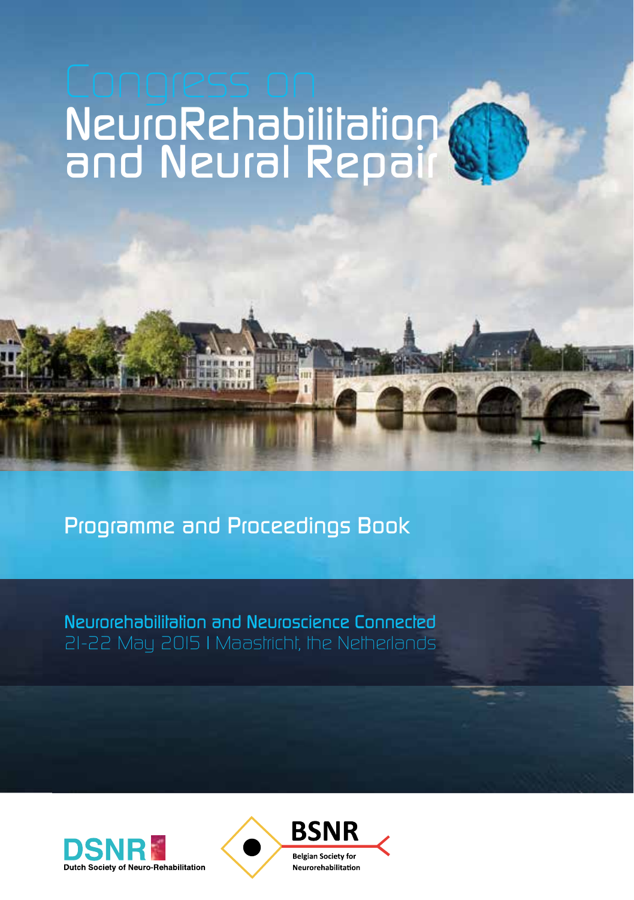# Congress on NeuroRehabilitation and Neural Repair

## Programme and Proceedings Book

**Neurorehabilitation and Neuroscience Connected**

21-22 May 2015 | Maastricht, the Netherlands

DSNR
Dutch Society of Neuro-Rehabilitation

BSNR
Belgian Society for Neurorehabilitation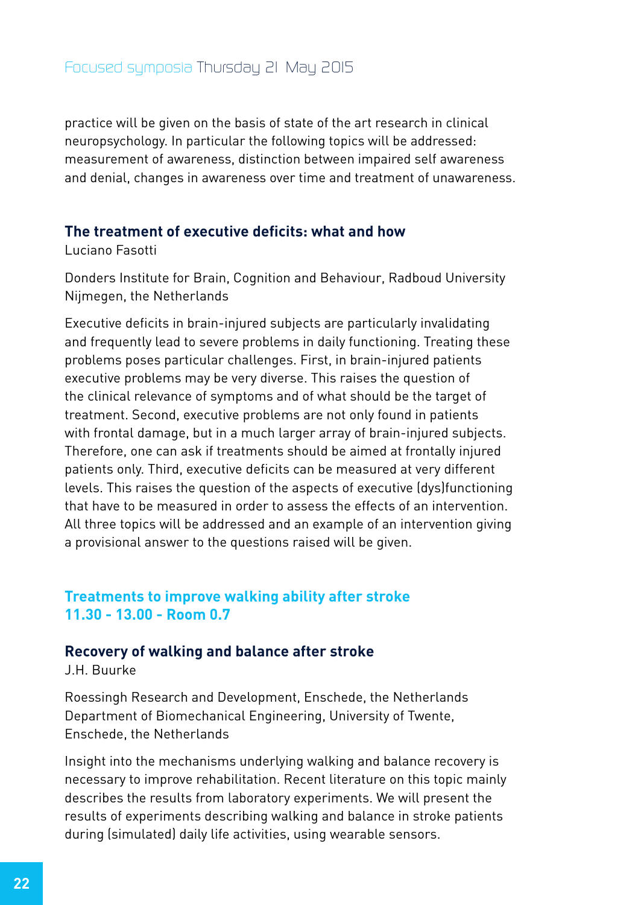practice will be given on the basis of state of the art research in clinical neuropsychology. In particular the following topics will be addressed: measurement of awareness, distinction between impaired self awareness and denial, changes in awareness over time and treatment of unawareness.

### The treatment of executive deficits: what and how

Luciano Fasotti

Donders Institute for Brain, Cognition and Behaviour, Radboud University Nijmegen, the Netherlands

Executive deficits in brain-injured subjects are particularly invalidating and frequently lead to severe problems in daily functioning. Treating these problems poses particular challenges. First, in brain-injured patients executive problems may be very diverse. This raises the question of the clinical relevance of symptoms and of what should be the target of treatment. Second, executive problems are not only found in patients with frontal damage, but in a much larger array of brain-injured subjects. Therefore, one can ask if treatments should be aimed at frontally injured patients only. Third, executive deficits can be measured at very different levels. This raises the question of the aspects of executive (dys)functioning that have to be measured in order to assess the effects of an intervention. All three topics will be addressed and an example of an intervention giving a provisional answer to the questions raised will be given.

## Treatments to improve walking ability after stroke
## 11.30 - 13.00 - Room 0.7

### Recovery of walking and balance after stroke

J.H. Buurke

Roessingh Research and Development, Enschede, the Netherlands
Department of Biomechanical Engineering, University of Twente, Enschede, the Netherlands

Insight into the mechanisms underlying walking and balance recovery is necessary to improve rehabilitation. Recent literature on this topic mainly describes the results from laboratory experiments. We will present the results of experiments describing walking and balance in stroke patients during (simulated) daily life activities, using wearable sensors.